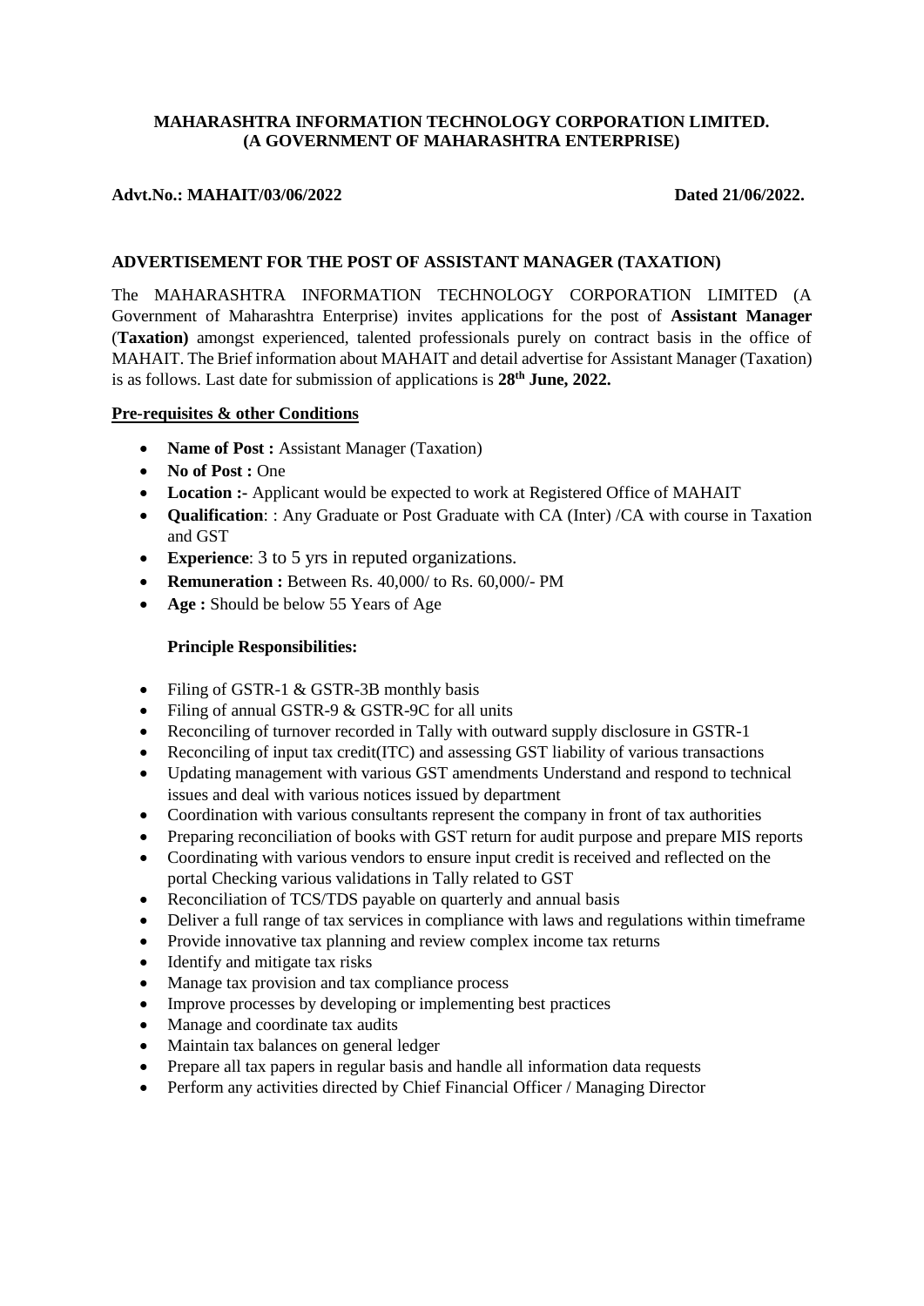**MAHARASHTRA INFORMATION TECHNOLOGY CORPORATION LIMITED.**
**(A GOVERNMENT OF MAHARASHTRA ENTERPRISE)**

**Advt.No.: MAHAIT/03/06/2022** **Dated 21/06/2022.**

**ADVERTISEMENT FOR THE POST OF ASSISTANT MANAGER (TAXATION)**

The MAHARASHTRA INFORMATION TECHNOLOGY CORPORATION LIMITED (A Government of Maharashtra Enterprise) invites applications for the post of **Assistant Manager** (**Taxation)** amongst experienced, talented professionals purely on contract basis in the office of MAHAIT. The Brief information about MAHAIT and detail advertise for Assistant Manager (Taxation) is as follows. Last date for submission of applications is **28th June, 2022.**

**Pre-requisites & other Conditions**

- **Name of Post :** Assistant Manager (Taxation)
- **No of Post :** One
- **Location :-** Applicant would be expected to work at Registered Office of MAHAIT
- **Qualification**: : Any Graduate or Post Graduate with CA (Inter) /CA with course in Taxation and GST
- **Experience**: 3 to 5 yrs in reputed organizations.
- **Remuneration :** Between Rs. 40,000/ to Rs. 60,000/- PM
- **Age :** Should be below 55 Years of Age

**Principle Responsibilities:**

- Filing of GSTR-1 & GSTR-3B monthly basis
- Filing of annual GSTR-9 & GSTR-9C for all units
- Reconciling of turnover recorded in Tally with outward supply disclosure in GSTR-1
- Reconciling of input tax credit(ITC) and assessing GST liability of various transactions
- Updating management with various GST amendments Understand and respond to technical issues and deal with various notices issued by department
- Coordination with various consultants represent the company in front of tax authorities
- Preparing reconciliation of books with GST return for audit purpose and prepare MIS reports
- Coordinating with various vendors to ensure input credit is received and reflected on the portal Checking various validations in Tally related to GST
- Reconciliation of TCS/TDS payable on quarterly and annual basis
- Deliver a full range of tax services in compliance with laws and regulations within timeframe
- Provide innovative tax planning and review complex income tax returns
- Identify and mitigate tax risks
- Manage tax provision and tax compliance process
- Improve processes by developing or implementing best practices
- Manage and coordinate tax audits
- Maintain tax balances on general ledger
- Prepare all tax papers in regular basis and handle all information data requests
- Perform any activities directed by Chief Financial Officer / Managing Director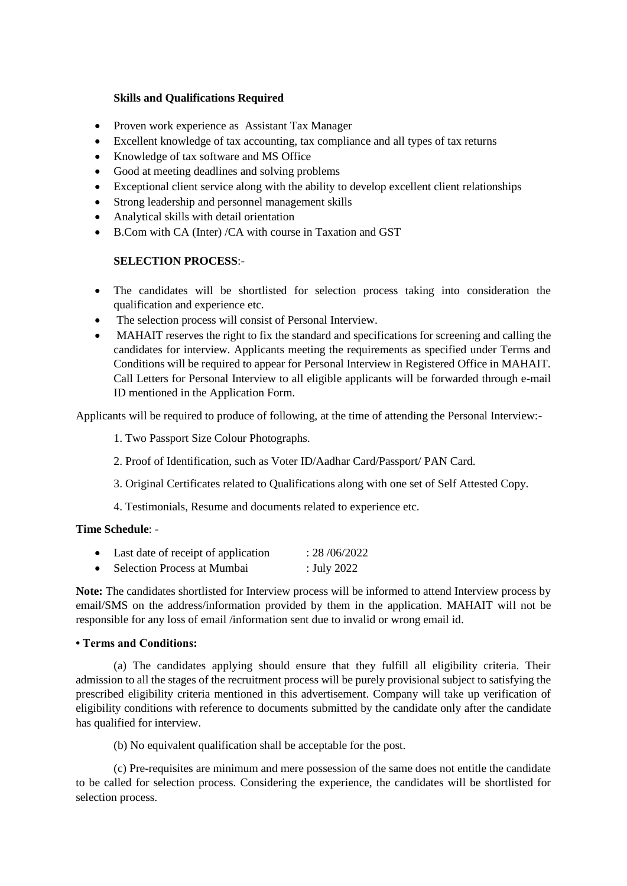**Skills and Qualifications Required**

- Proven work experience as Assistant Tax Manager
- Excellent knowledge of tax accounting, tax compliance and all types of tax returns
- Knowledge of tax software and MS Office
- Good at meeting deadlines and solving problems
- Exceptional client service along with the ability to develop excellent client relationships
- Strong leadership and personnel management skills
- Analytical skills with detail orientation
- B.Com with CA (Inter) /CA with course in Taxation and GST

**SELECTION PROCESS**:-

- The candidates will be shortlisted for selection process taking into consideration the qualification and experience etc.
- The selection process will consist of Personal Interview.
- MAHAIT reserves the right to fix the standard and specifications for screening and calling the candidates for interview. Applicants meeting the requirements as specified under Terms and Conditions will be required to appear for Personal Interview in Registered Office in MAHAIT. Call Letters for Personal Interview to all eligible applicants will be forwarded through e-mail ID mentioned in the Application Form.

Applicants will be required to produce of following, at the time of attending the Personal Interview:-

1. Two Passport Size Colour Photographs.
2. Proof of Identification, such as Voter ID/Aadhar Card/Passport/ PAN Card.
3. Original Certificates related to Qualifications along with one set of Self Attested Copy.
4. Testimonials, Resume and documents related to experience etc.

**Time Schedule**: -

- Last date of receipt of application : 28 /06/2022
- Selection Process at Mumbai : July 2022

**Note:** The candidates shortlisted for Interview process will be informed to attend Interview process by email/SMS on the address/information provided by them in the application. MAHAIT will not be responsible for any loss of email /information sent due to invalid or wrong email id.

**• Terms and Conditions:**

(a) The candidates applying should ensure that they fulfill all eligibility criteria. Their admission to all the stages of the recruitment process will be purely provisional subject to satisfying the prescribed eligibility criteria mentioned in this advertisement. Company will take up verification of eligibility conditions with reference to documents submitted by the candidate only after the candidate has qualified for interview.

(b) No equivalent qualification shall be acceptable for the post.

(c) Pre-requisites are minimum and mere possession of the same does not entitle the candidate to be called for selection process. Considering the experience, the candidates will be shortlisted for selection process.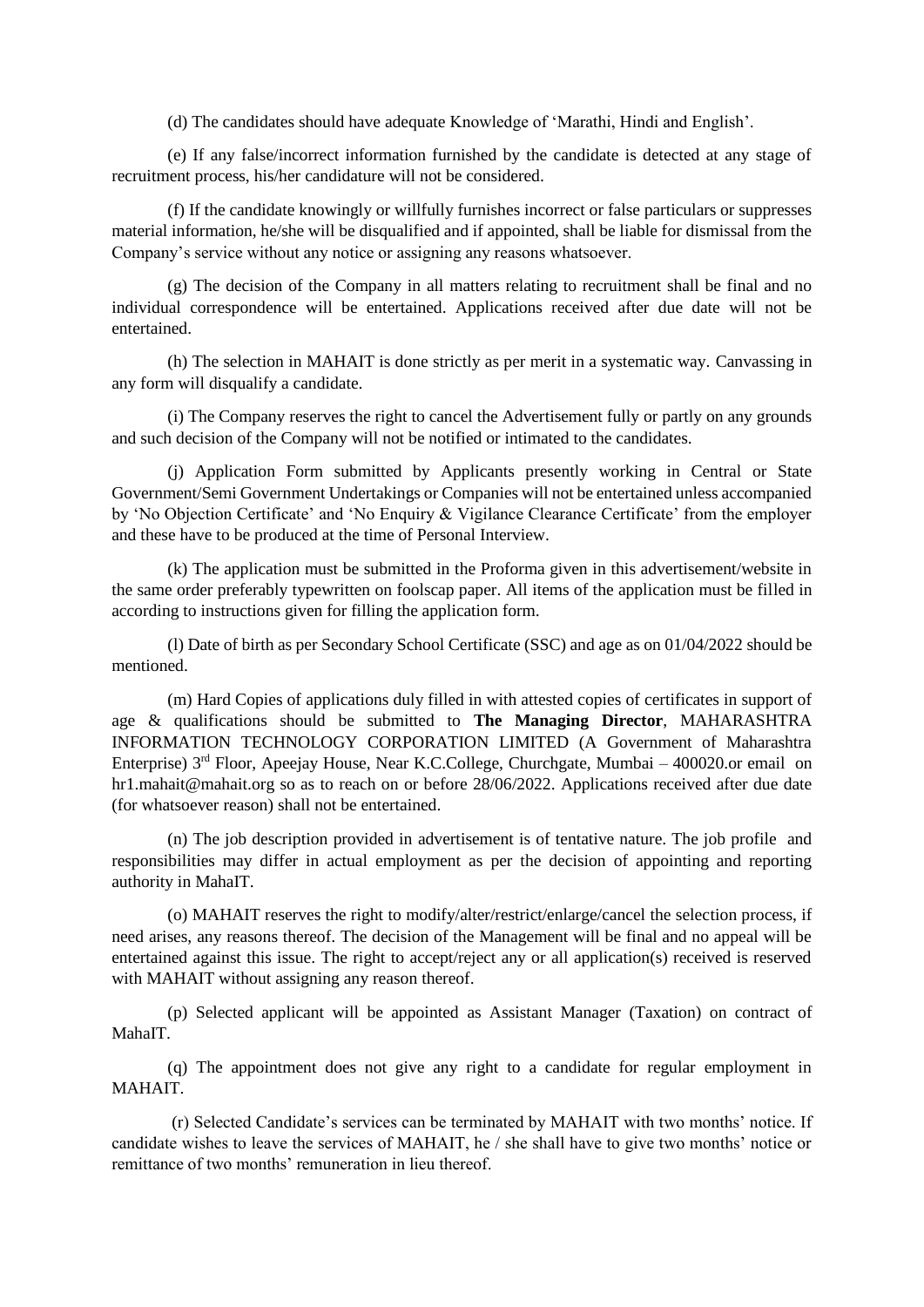(d) The candidates should have adequate Knowledge of 'Marathi, Hindi and English'.

(e) If any false/incorrect information furnished by the candidate is detected at any stage of recruitment process, his/her candidature will not be considered.

(f) If the candidate knowingly or willfully furnishes incorrect or false particulars or suppresses material information, he/she will be disqualified and if appointed, shall be liable for dismissal from the Company's service without any notice or assigning any reasons whatsoever.

(g) The decision of the Company in all matters relating to recruitment shall be final and no individual correspondence will be entertained. Applications received after due date will not be entertained.

(h) The selection in MAHAIT is done strictly as per merit in a systematic way. Canvassing in any form will disqualify a candidate.

(i) The Company reserves the right to cancel the Advertisement fully or partly on any grounds and such decision of the Company will not be notified or intimated to the candidates.

(j) Application Form submitted by Applicants presently working in Central or State Government/Semi Government Undertakings or Companies will not be entertained unless accompanied by 'No Objection Certificate' and 'No Enquiry & Vigilance Clearance Certificate' from the employer and these have to be produced at the time of Personal Interview.

(k) The application must be submitted in the Proforma given in this advertisement/website in the same order preferably typewritten on foolscap paper. All items of the application must be filled in according to instructions given for filling the application form.

(l) Date of birth as per Secondary School Certificate (SSC) and age as on 01/04/2022 should be mentioned.

(m) Hard Copies of applications duly filled in with attested copies of certificates in support of age & qualifications should be submitted to **The Managing Director**, MAHARASHTRA INFORMATION TECHNOLOGY CORPORATION LIMITED (A Government of Maharashtra Enterprise) 3rd Floor, Apeejay House, Near K.C.College, Churchgate, Mumbai – 400020.or email on hr1.mahait@mahait.org so as to reach on or before 28/06/2022. Applications received after due date (for whatsoever reason) shall not be entertained.

(n) The job description provided in advertisement is of tentative nature. The job profile and responsibilities may differ in actual employment as per the decision of appointing and reporting authority in MahaIT.

(o) MAHAIT reserves the right to modify/alter/restrict/enlarge/cancel the selection process, if need arises, any reasons thereof. The decision of the Management will be final and no appeal will be entertained against this issue. The right to accept/reject any or all application(s) received is reserved with MAHAIT without assigning any reason thereof.

(p) Selected applicant will be appointed as Assistant Manager (Taxation) on contract of MahaIT.

(q) The appointment does not give any right to a candidate for regular employment in MAHAIT.

(r) Selected Candidate's services can be terminated by MAHAIT with two months' notice. If candidate wishes to leave the services of MAHAIT, he / she shall have to give two months' notice or remittance of two months' remuneration in lieu thereof.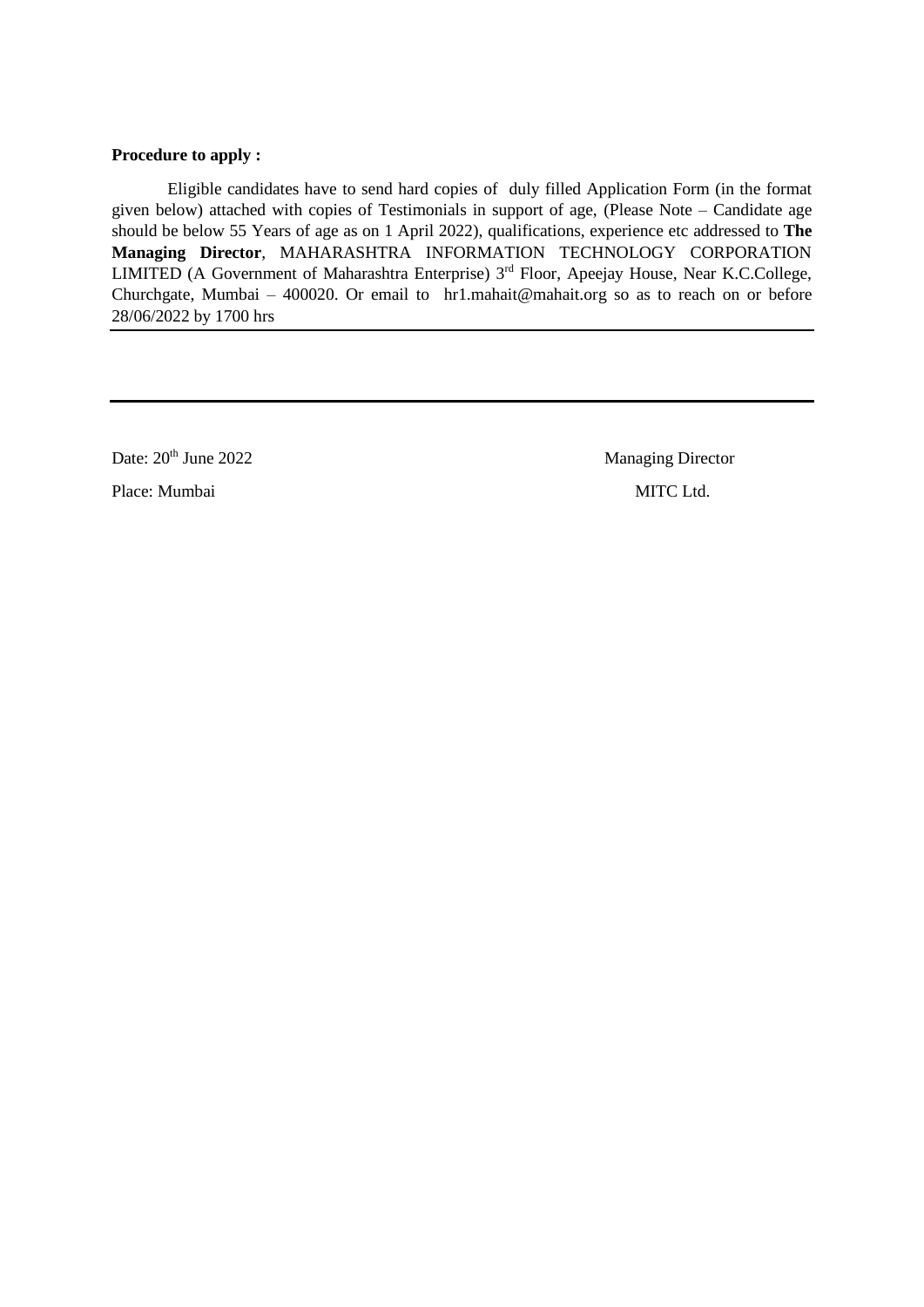**Procedure to apply :**

Eligible candidates have to send hard copies of duly filled Application Form (in the format given below) attached with copies of Testimonials in support of age, (Please Note – Candidate age should be below 55 Years of age as on 1 April 2022), qualifications, experience etc addressed to **The Managing Director**, MAHARASHTRA INFORMATION TECHNOLOGY CORPORATION LIMITED (A Government of Maharashtra Enterprise) 3rd Floor, Apeejay House, Near K.C.College, Churchgate, Mumbai – 400020. Or email to hr1.mahait@mahait.org so as to reach on or before 28/06/2022 by 1700 hrs

---

---

Date: 20th June 2022

Place: Mumbai

Managing Director

MITC Ltd.